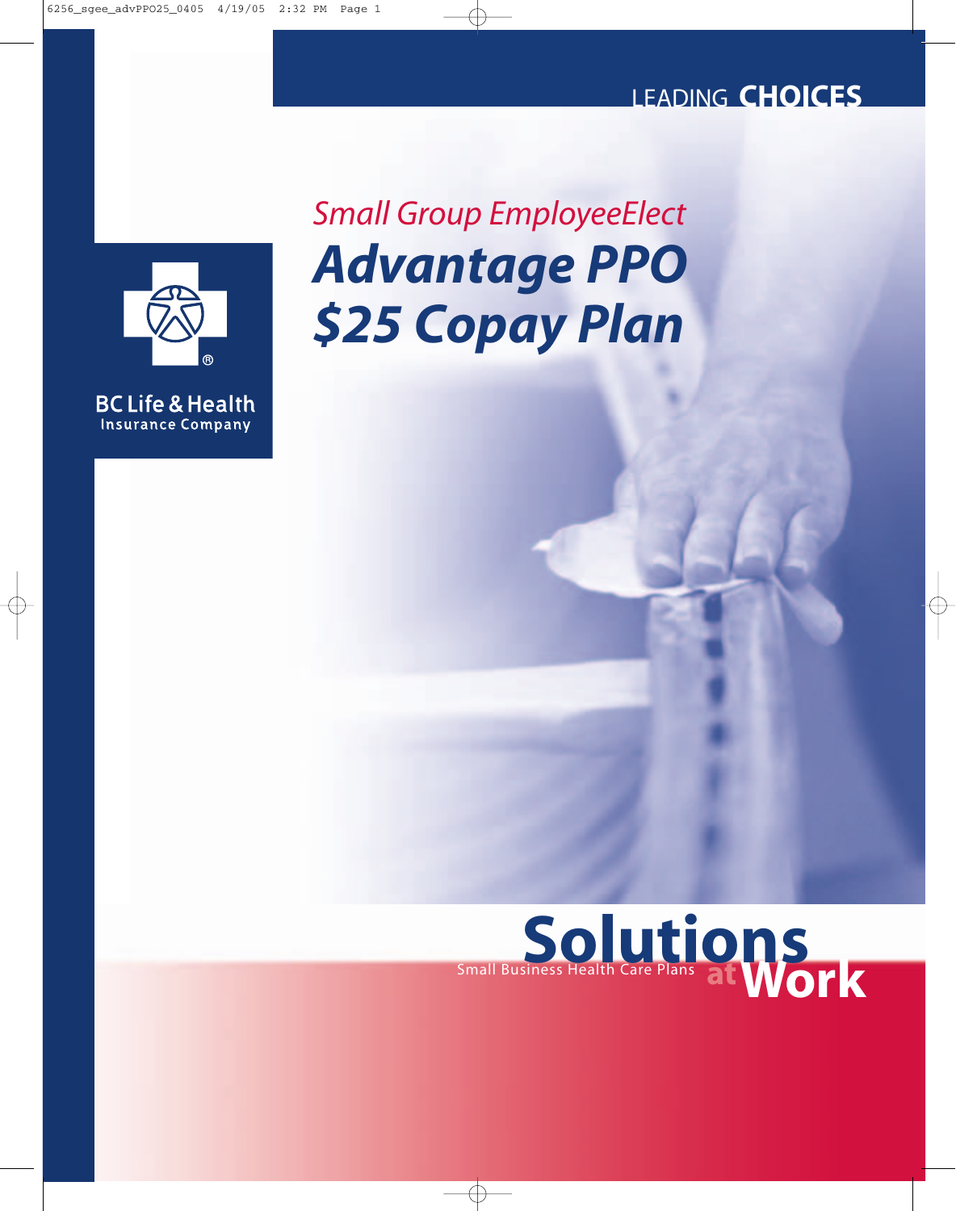LEADING **CHOICES**

BC Life & Health
Insurance Company

*Small Group EmployeeElect*

# *Advantage PPO $25 Copay Plan*

**Solutions at Work**

Small Business Health Care Plans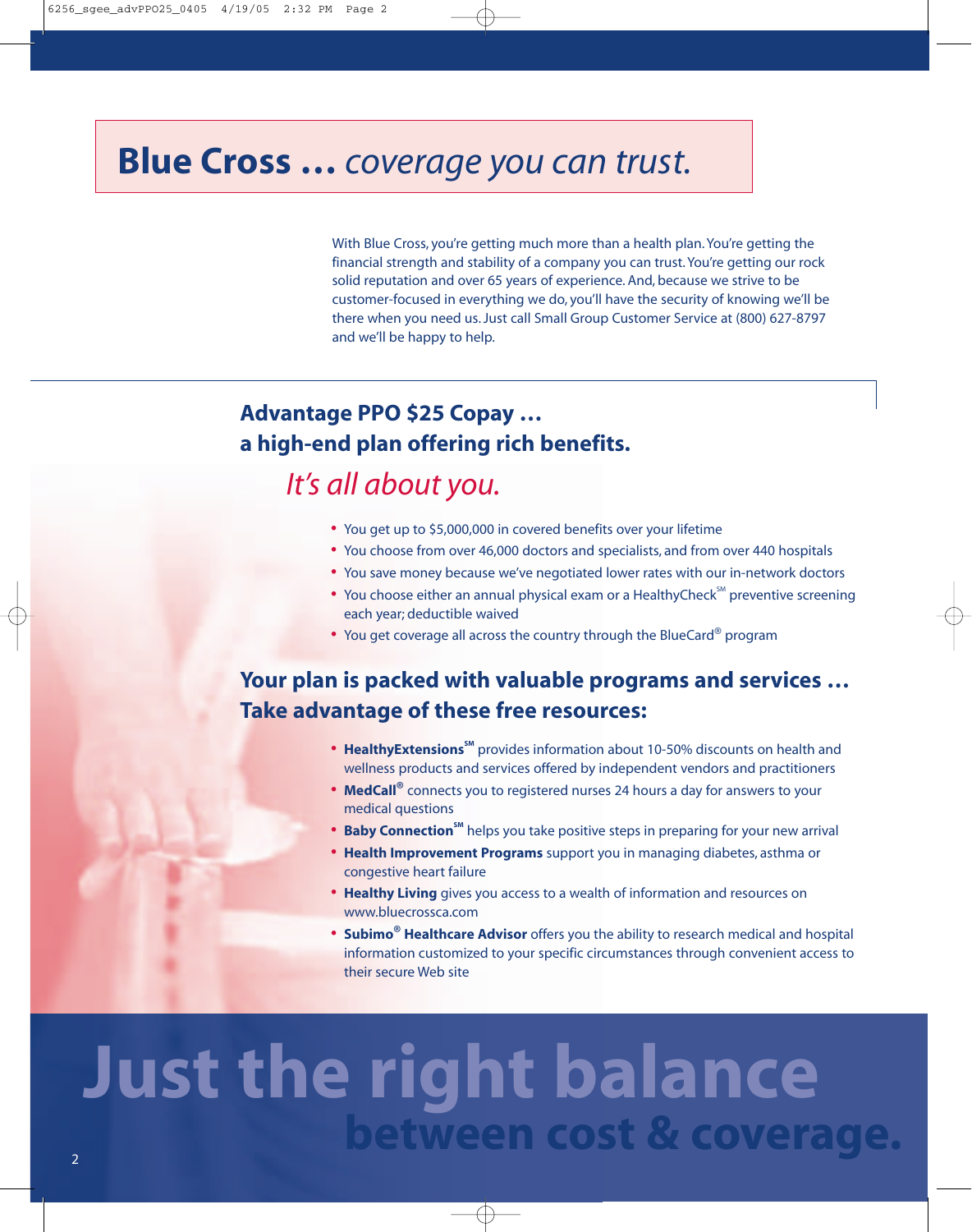# **Blue Cross …** *coverage you can trust.*

With Blue Cross, you're getting much more than a health plan. You're getting the financial strength and stability of a company you can trust. You're getting our rock solid reputation and over 65 years of experience. And, because we strive to be customer-focused in everything we do, you'll have the security of knowing we'll be there when you need us. Just call Small Group Customer Service at (800) 627-8797 and we'll be happy to help.

## Advantage PPO $25 Copay … a high-end plan offering rich benefits.

*It's all about you.*

- You get up to $5,000,000 in covered benefits over your lifetime
- You choose from over 46,000 doctors and specialists, and from over 440 hospitals
- You save money because we've negotiated lower rates with our in-network doctors
- You choose either an annual physical exam or a HealthyCheck℠ preventive screening each year; deductible waived
- You get coverage all across the country through the BlueCard® program

## Your plan is packed with valuable programs and services … Take advantage of these free resources:

- **HealthyExtensions℠** provides information about 10-50% discounts on health and wellness products and services offered by independent vendors and practitioners
- **MedCall®** connects you to registered nurses 24 hours a day for answers to your medical questions
- **Baby Connection℠** helps you take positive steps in preparing for your new arrival
- **Health Improvement Programs** support you in managing diabetes, asthma or congestive heart failure
- **Healthy Living** gives you access to a wealth of information and resources on www.bluecrossca.com
- **Subimo® Healthcare Advisor** offers you the ability to research medical and hospital information customized to your specific circumstances through convenient access to their secure Web site

# Just the right balance between cost & coverage.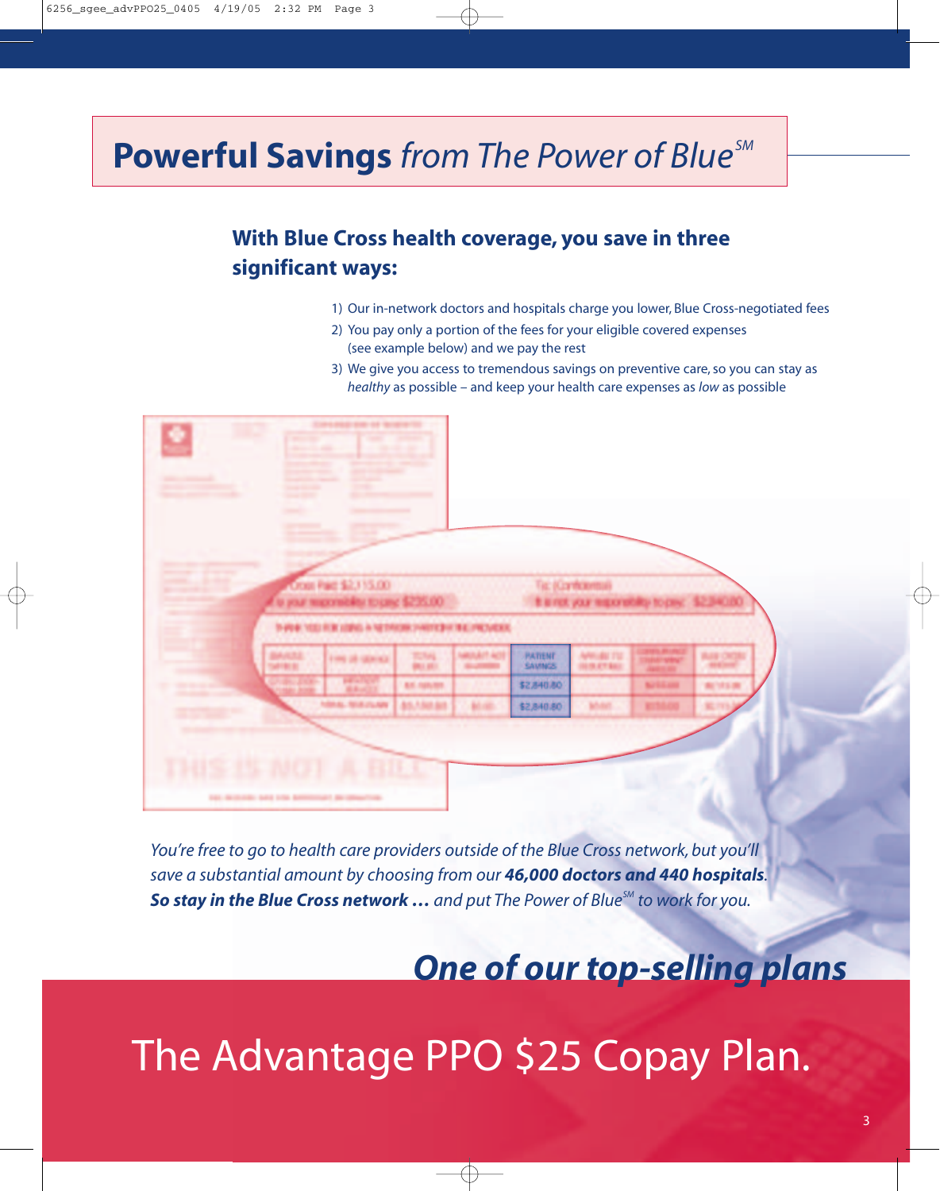# **Powerful Savings** *from The Power of Blue*[SM]

## With Blue Cross health coverage, you save in three significant ways:

1) Our in-network doctors and hospitals charge you lower, Blue Cross-negotiated fees
2) You pay only a portion of the fees for your eligible covered expenses (see example below) and we pay the rest
3) We give you access to tremendous savings on preventive care, so you can stay as *healthy* as possible – and keep your health care expenses as *low* as possible

*You're free to go to health care providers outside of the Blue Cross network, but you'll save a substantial amount by choosing from our* ***46,000 doctors and 440 hospitals****.* ***So stay in the Blue Cross network …*** *and put The Power of Blue*[SM] *to work for you.*

## ***One of our top-selling plans***

# The Advantage PPO $25 Copay Plan.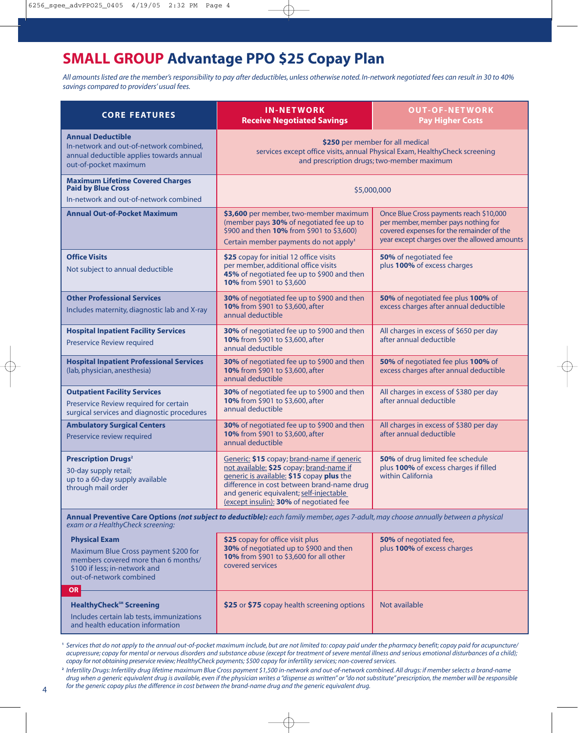# SMALL GROUP Advantage PPO $25 Copay Plan

*All amounts listed are the member's responsibility to pay after deductibles, unless otherwise noted. In-network negotiated fees can result in 30 to 40% savings compared to providers' usual fees.*

| CORE FEATURES | IN-NETWORK Receive Negotiated Savings | OUT-OF-NETWORK Pay Higher Costs |
|---|---|---|
| **Annual Deductible** In-network and out-of-network combined, annual deductible applies towards annual out-of-pocket maximum | **$250** per member for all medical services except office visits, annual Physical Exam, HealthyCheck screening and prescription drugs; two-member maximum | |
| **Maximum Lifetime Covered Charges Paid by Blue Cross** In-network and out-of-network combined | $5,000,000 | |
| **Annual Out-of-Pocket Maximum** | **$3,600** per member, two-member maximum (member pays **30%** of negotiated fee up to $900 and then **10%** from $901 to $3,600) Certain member payments do not apply[1] | Once Blue Cross payments reach $10,000 per member, member pays nothing for covered expenses for the remainder of the year except charges over the allowed amounts |
| **Office Visits** Not subject to annual deductible | **$25** copay for initial 12 office visits per member, additional office visits **45%** of negotiated fee up to $900 and then **10%** from $901 to $3,600 | **50%** of negotiated fee plus **100%** of excess charges |
| **Other Professional Services** Includes maternity, diagnostic lab and X-ray | **30%** of negotiated fee up to $900 and then **10%** from $901 to $3,600, after annual deductible | **50%** of negotiated fee plus **100%** of excess charges after annual deductible |
| **Hospital Inpatient Facility Services** Preservice Review required | **30%** of negotiated fee up to $900 and then **10%** from $901 to $3,600, after annual deductible | All charges in excess of $650 per day after annual deductible |
| **Hospital Inpatient Professional Services** (lab, physician, anesthesia) | **30%** of negotiated fee up to $900 and then **10%** from $901 to $3,600, after annual deductible | **50%** of negotiated fee plus **100%** of excess charges after annual deductible |
| **Outpatient Facility Services** Preservice Review required for certain surgical services and diagnostic procedures | **30%** of negotiated fee up to $900 and then **10%** from $901 to $3,600, after annual deductible | All charges in excess of $380 per day after annual deductible |
| **Ambulatory Surgical Centers** Preservice review required | **30%** of negotiated fee up to $900 and then **10%** from $901 to $3,600, after annual deductible | All charges in excess of $380 per day after annual deductible |
| **Prescription Drugs**[2] 30-day supply retail; up to a 60-day supply available through mail order | Generic: **$15** copay; brand-name if generic not available: **$25** copay; brand-name if generic is available: **$15** copay **plus** the difference in cost between brand-name drug and generic equivalent; self-injectable (except insulin): **30%** of negotiated fee | **50%** of drug limited fee schedule plus **100%** of excess charges if filled within California |
| **Annual Preventive Care Options** ***(not subject to deductible):*** *each family member, ages 7-adult, may choose annually between a physical exam or a HealthyCheck screening:* | | |
| **Physical Exam** Maximum Blue Cross payment $200 for members covered more than 6 months/ $100 if less; in-network and out-of-network combined | **$25** copay for office visit plus **30%** of negotiated up to $900 and then **10%** from $901 to $3,600 for all other covered services | **50%** of negotiated fee, plus **100%** of excess charges |
| **OR** | | |
| **HealthyCheck℠ Screening** Includes certain lab tests, immunizations and health education information | **$25** or **$75** copay health screening options | Not available |

[1] *Services that do not apply to the annual out-of-pocket maximum include, but are not limited to: copay paid under the pharmacy benefit; copay paid for acupuncture/ acupressure; copay for mental or nervous disorders and substance abuse (except for treatment of severe mental illness and serious emotional disturbances of a child); copay for not obtaining preservice review; HealthyCheck payments; $500 copay for infertility services; non-covered services.*

[2] *Infertility Drugs: Infertility drug lifetime maximum Blue Cross payment $1,500 in-network and out-of-network combined. All drugs: if member selects a brand-name drug when a generic equivalent drug is available, even if the physician writes a "dispense as written" or "do not substitute" prescription, the member will be responsible for the generic copay plus the difference in cost between the brand-name drug and the generic equivalent drug.*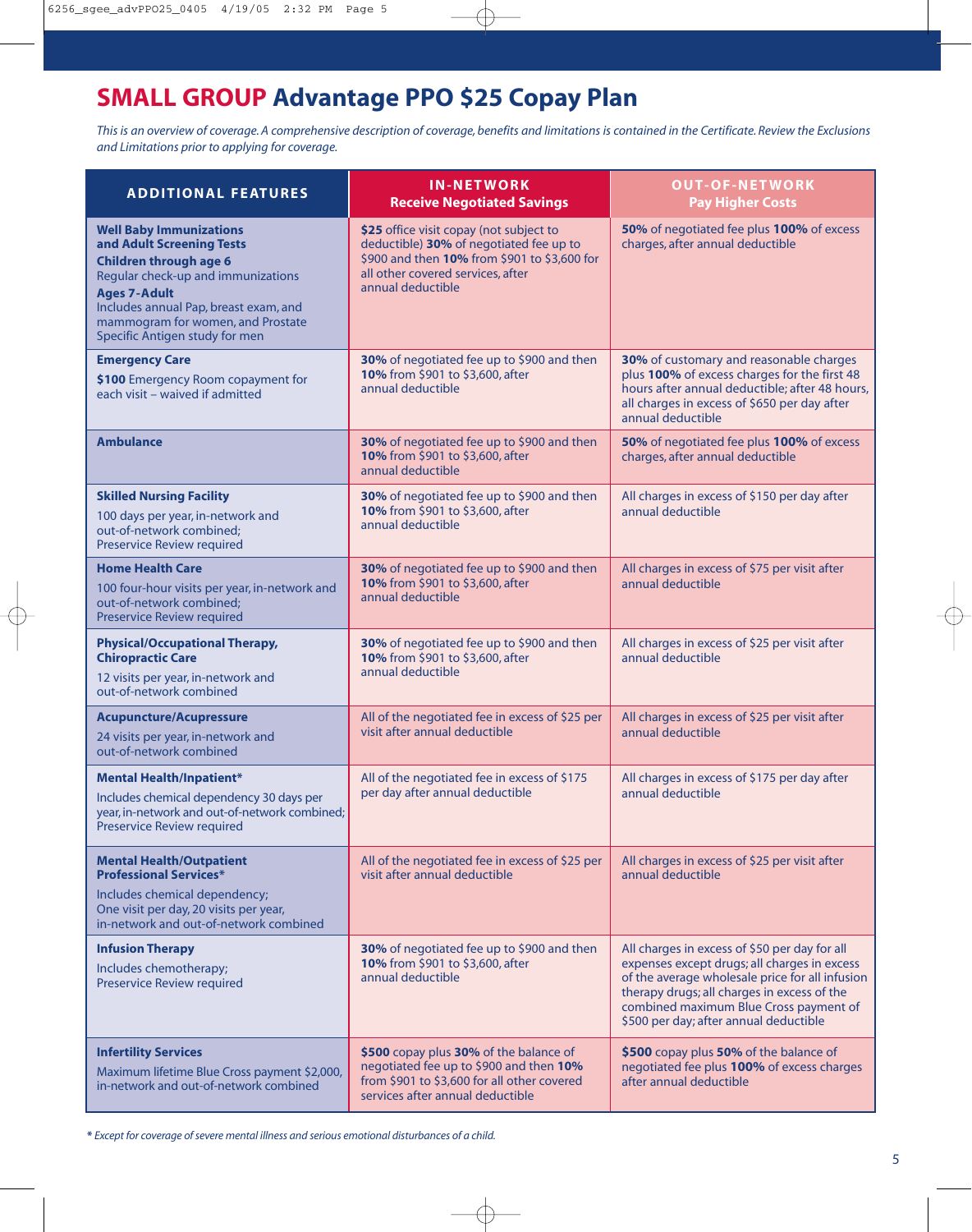# **SMALL GROUP** Advantage PPO $25 Copay Plan

*This is an overview of coverage. A comprehensive description of coverage, benefits and limitations is contained in the Certificate. Review the Exclusions and Limitations prior to applying for coverage.*

| ADDITIONAL FEATURES | IN-NETWORK Receive Negotiated Savings | OUT-OF-NETWORK Pay Higher Costs |
|---|---|---|
| **Well Baby Immunizations and Adult Screening Tests** **Children through age 6** Regular check-up and immunizations **Ages 7-Adult** Includes annual Pap, breast exam, and mammogram for women, and Prostate Specific Antigen study for men | **$25** office visit copay (not subject to deductible) **30%** of negotiated fee up to $900 and then **10%** from $901 to $3,600 for all other covered services, after annual deductible | **50%** of negotiated fee plus **100%** of excess charges, after annual deductible |
| **Emergency Care** **$100** Emergency Room copayment for each visit – waived if admitted | **30%** of negotiated fee up to $900 and then **10%** from $901 to $3,600, after annual deductible | **30%** of customary and reasonable charges plus **100%** of excess charges for the first 48 hours after annual deductible; after 48 hours, all charges in excess of $650 per day after annual deductible |
| **Ambulance** | **30%** of negotiated fee up to $900 and then **10%** from $901 to $3,600, after annual deductible | **50%** of negotiated fee plus **100%** of excess charges, after annual deductible |
| **Skilled Nursing Facility** 100 days per year, in-network and out-of-network combined; Preservice Review required | **30%** of negotiated fee up to $900 and then **10%** from $901 to $3,600, after annual deductible | All charges in excess of $150 per day after annual deductible |
| **Home Health Care** 100 four-hour visits per year, in-network and out-of-network combined; Preservice Review required | **30%** of negotiated fee up to $900 and then **10%** from $901 to $3,600, after annual deductible | All charges in excess of $75 per visit after annual deductible |
| **Physical/Occupational Therapy, Chiropractic Care** 12 visits per year, in-network and out-of-network combined | **30%** of negotiated fee up to $900 and then **10%** from $901 to $3,600, after annual deductible | All charges in excess of $25 per visit after annual deductible |
| **Acupuncture/Acupressure** 24 visits per year, in-network and out-of-network combined | All of the negotiated fee in excess of $25 per visit after annual deductible | All charges in excess of $25 per visit after annual deductible |
| **Mental Health/Inpatient*** Includes chemical dependency 30 days per year, in-network and out-of-network combined; Preservice Review required | All of the negotiated fee in excess of $175 per day after annual deductible | All charges in excess of $175 per day after annual deductible |
| **Mental Health/Outpatient Professional Services*** Includes chemical dependency; One visit per day, 20 visits per year, in-network and out-of-network combined | All of the negotiated fee in excess of $25 per visit after annual deductible | All charges in excess of $25 per visit after annual deductible |
| **Infusion Therapy** Includes chemotherapy; Preservice Review required | **30%** of negotiated fee up to $900 and then **10%** from $901 to $3,600, after annual deductible | All charges in excess of $50 per day for all expenses except drugs; all charges in excess of the average wholesale price for all infusion therapy drugs; all charges in excess of the combined maximum Blue Cross payment of $500 per day; after annual deductible |
| **Infertility Services** Maximum lifetime Blue Cross payment $2,000, in-network and out-of-network combined | **$500** copay plus **30%** of the balance of negotiated fee up to $900 and then **10%** from $901 to $3,600 for all other covered services after annual deductible | **$500** copay plus **50%** of the balance of negotiated fee plus **100%** of excess charges after annual deductible |

*\* Except for coverage of severe mental illness and serious emotional disturbances of a child.*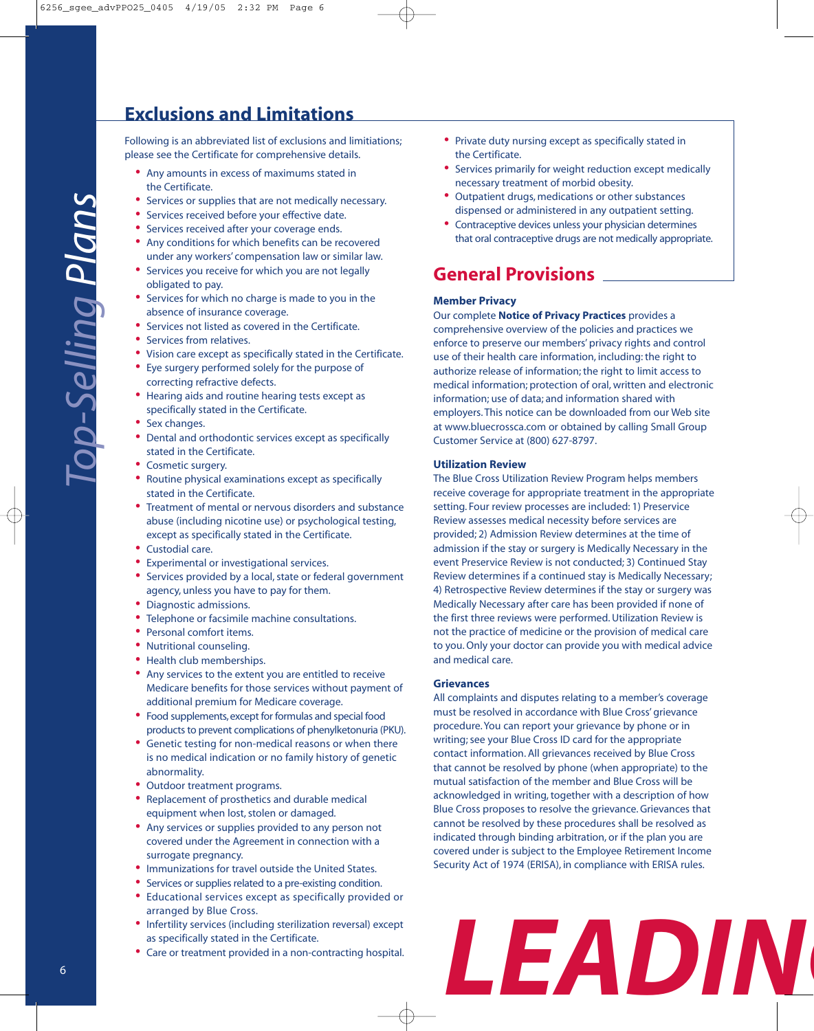## Exclusions and Limitations

Following is an abbreviated list of exclusions and limitiations; please see the Certificate for comprehensive details.

- Any amounts in excess of maximums stated in the Certificate.
- Services or supplies that are not medically necessary.
- Services received before your effective date.
- Services received after your coverage ends.
- Any conditions for which benefits can be recovered under any workers' compensation law or similar law.
- Services you receive for which you are not legally obligated to pay.
- Services for which no charge is made to you in the absence of insurance coverage.
- Services not listed as covered in the Certificate.
- Services from relatives.
- Vision care except as specifically stated in the Certificate.
- Eye surgery performed solely for the purpose of correcting refractive defects.
- Hearing aids and routine hearing tests except as specifically stated in the Certificate.
- Sex changes.
- Dental and orthodontic services except as specifically stated in the Certificate.
- Cosmetic surgery.
- Routine physical examinations except as specifically stated in the Certificate.
- Treatment of mental or nervous disorders and substance abuse (including nicotine use) or psychological testing, except as specifically stated in the Certificate.
- Custodial care.
- Experimental or investigational services.
- Services provided by a local, state or federal government agency, unless you have to pay for them.
- Diagnostic admissions.
- Telephone or facsimile machine consultations.
- Personal comfort items.
- Nutritional counseling.
- Health club memberships.
- Any services to the extent you are entitled to receive Medicare benefits for those services without payment of additional premium for Medicare coverage.
- Food supplements, except for formulas and special food products to prevent complications of phenylketonuria (PKU).
- Genetic testing for non-medical reasons or when there is no medical indication or no family history of genetic abnormality.
- Outdoor treatment programs.
- Replacement of prosthetics and durable medical equipment when lost, stolen or damaged.
- Any services or supplies provided to any person not covered under the Agreement in connection with a surrogate pregnancy.
- Immunizations for travel outside the United States.
- Services or supplies related to a pre-existing condition.
- Educational services except as specifically provided or arranged by Blue Cross.
- Infertility services (including sterilization reversal) except as specifically stated in the Certificate.
- Care or treatment provided in a non-contracting hospital.
- Private duty nursing except as specifically stated in the Certificate.
- Services primarily for weight reduction except medically necessary treatment of morbid obesity.
- Outpatient drugs, medications or other substances dispensed or administered in any outpatient setting.
- Contraceptive devices unless your physician determines that oral contraceptive drugs are not medically appropriate.

## General Provisions

### Member Privacy

Our complete **Notice of Privacy Practices** provides a comprehensive overview of the policies and practices we enforce to preserve our members' privacy rights and control use of their health care information, including: the right to authorize release of information; the right to limit access to medical information; protection of oral, written and electronic information; use of data; and information shared with employers. This notice can be downloaded from our Web site at www.bluecrossca.com or obtained by calling Small Group Customer Service at (800) 627-8797.

### Utilization Review

The Blue Cross Utilization Review Program helps members receive coverage for appropriate treatment in the appropriate setting. Four review processes are included: 1) Preservice Review assesses medical necessity before services are provided; 2) Admission Review determines at the time of admission if the stay or surgery is Medically Necessary in the event Preservice Review is not conducted; 3) Continued Stay Review determines if a continued stay is Medically Necessary; 4) Retrospective Review determines if the stay or surgery was Medically Necessary after care has been provided if none of the first three reviews were performed. Utilization Review is not the practice of medicine or the provision of medical care to you. Only your doctor can provide you with medical advice and medical care.

### Grievances

All complaints and disputes relating to a member's coverage must be resolved in accordance with Blue Cross' grievance procedure. You can report your grievance by phone or in writing; see your Blue Cross ID card for the appropriate contact information. All grievances received by Blue Cross that cannot be resolved by phone (when appropriate) to the mutual satisfaction of the member and Blue Cross will be acknowledged in writing, together with a description of how Blue Cross proposes to resolve the grievance. Grievances that cannot be resolved by these procedures shall be resolved as indicated through binding arbitration, or if the plan you are covered under is subject to the Employee Retirement Income Security Act of 1974 (ERISA), in compliance with ERISA rules.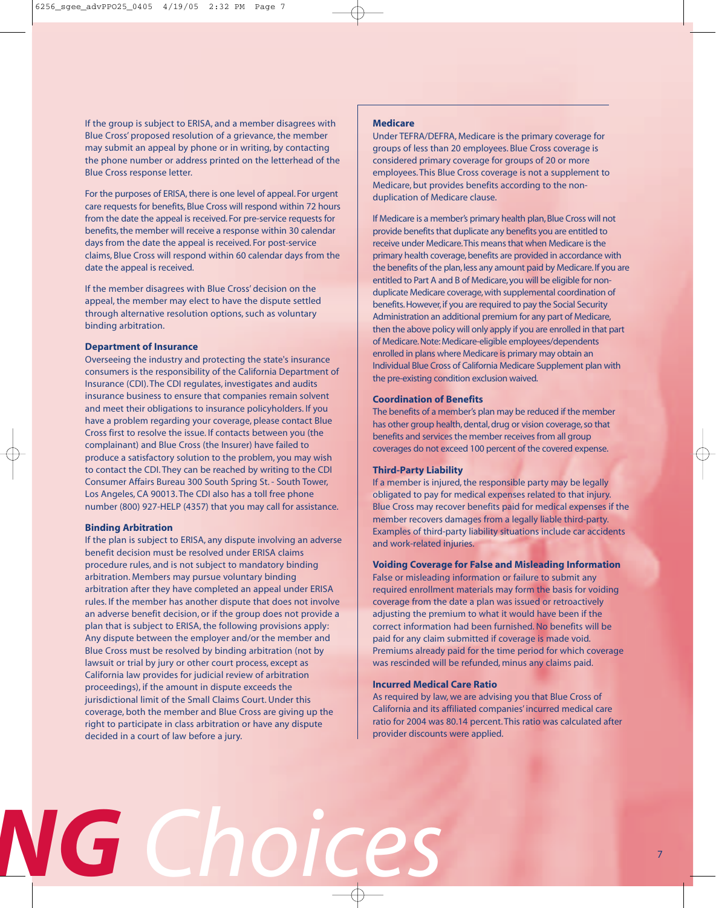If the group is subject to ERISA, and a member disagrees with Blue Cross' proposed resolution of a grievance, the member may submit an appeal by phone or in writing, by contacting the phone number or address printed on the letterhead of the Blue Cross response letter.

For the purposes of ERISA, there is one level of appeal. For urgent care requests for benefits, Blue Cross will respond within 72 hours from the date the appeal is received. For pre-service requests for benefits, the member will receive a response within 30 calendar days from the date the appeal is received. For post-service claims, Blue Cross will respond within 60 calendar days from the date the appeal is received.

If the member disagrees with Blue Cross' decision on the appeal, the member may elect to have the dispute settled through alternative resolution options, such as voluntary binding arbitration.

**Department of Insurance**

Overseeing the industry and protecting the state's insurance consumers is the responsibility of the California Department of Insurance (CDI). The CDI regulates, investigates and audits insurance business to ensure that companies remain solvent and meet their obligations to insurance policyholders. If you have a problem regarding your coverage, please contact Blue Cross first to resolve the issue. If contacts between you (the complainant) and Blue Cross (the Insurer) have failed to produce a satisfactory solution to the problem, you may wish to contact the CDI. They can be reached by writing to the CDI Consumer Affairs Bureau 300 South Spring St. - South Tower, Los Angeles, CA 90013. The CDI also has a toll free phone number (800) 927-HELP (4357) that you may call for assistance.

**Binding Arbitration**

If the plan is subject to ERISA, any dispute involving an adverse benefit decision must be resolved under ERISA claims procedure rules, and is not subject to mandatory binding arbitration. Members may pursue voluntary binding arbitration after they have completed an appeal under ERISA rules. If the member has another dispute that does not involve an adverse benefit decision, or if the group does not provide a plan that is subject to ERISA, the following provisions apply: Any dispute between the employer and/or the member and Blue Cross must be resolved by binding arbitration (not by lawsuit or trial by jury or other court process, except as California law provides for judicial review of arbitration proceedings), if the amount in dispute exceeds the jurisdictional limit of the Small Claims Court. Under this coverage, both the member and Blue Cross are giving up the right to participate in class arbitration or have any dispute decided in a court of law before a jury.

**Medicare**

Under TEFRA/DEFRA, Medicare is the primary coverage for groups of less than 20 employees. Blue Cross coverage is considered primary coverage for groups of 20 or more employees. This Blue Cross coverage is not a supplement to Medicare, but provides benefits according to the non-duplication of Medicare clause.

If Medicare is a member's primary health plan, Blue Cross will not provide benefits that duplicate any benefits you are entitled to receive under Medicare. This means that when Medicare is the primary health coverage, benefits are provided in accordance with the benefits of the plan, less any amount paid by Medicare. If you are entitled to Part A and B of Medicare, you will be eligible for non-duplicate Medicare coverage, with supplemental coordination of benefits. However, if you are required to pay the Social Security Administration an additional premium for any part of Medicare, then the above policy will only apply if you are enrolled in that part of Medicare. Note: Medicare-eligible employees/dependents enrolled in plans where Medicare is primary may obtain an Individual Blue Cross of California Medicare Supplement plan with the pre-existing condition exclusion waived.

**Coordination of Benefits**

The benefits of a member's plan may be reduced if the member has other group health, dental, drug or vision coverage, so that benefits and services the member receives from all group coverages do not exceed 100 percent of the covered expense.

**Third-Party Liability**

If a member is injured, the responsible party may be legally obligated to pay for medical expenses related to that injury. Blue Cross may recover benefits paid for medical expenses if the member recovers damages from a legally liable third-party. Examples of third-party liability situations include car accidents and work-related injuries.

**Voiding Coverage for False and Misleading Information**

False or misleading information or failure to submit any required enrollment materials may form the basis for voiding coverage from the date a plan was issued or retroactively adjusting the premium to what it would have been if the correct information had been furnished. No benefits will be paid for any claim submitted if coverage is made void. Premiums already paid for the time period for which coverage was rescinded will be refunded, minus any claims paid.

**Incurred Medical Care Ratio**

As required by law, we are advising you that Blue Cross of California and its affiliated companies' incurred medical care ratio for 2004 was 80.14 percent. This ratio was calculated after provider discounts were applied.

NG Choices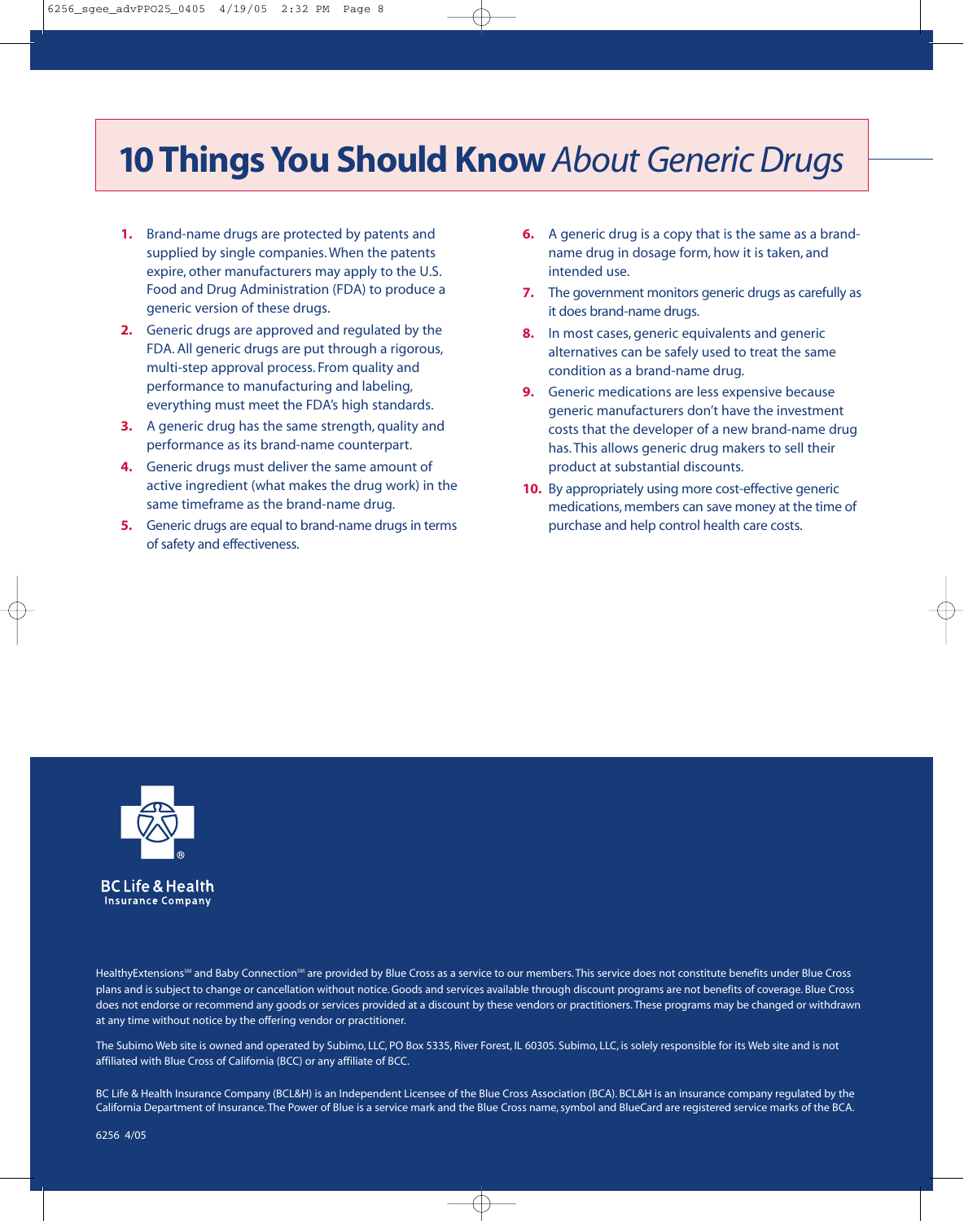# 10 Things You Should Know *About Generic Drugs*

1. Brand-name drugs are protected by patents and supplied by single companies. When the patents expire, other manufacturers may apply to the U.S. Food and Drug Administration (FDA) to produce a generic version of these drugs.
2. Generic drugs are approved and regulated by the FDA. All generic drugs are put through a rigorous, multi-step approval process. From quality and performance to manufacturing and labeling, everything must meet the FDA's high standards.
3. A generic drug has the same strength, quality and performance as its brand-name counterpart.
4. Generic drugs must deliver the same amount of active ingredient (what makes the drug work) in the same timeframe as the brand-name drug.
5. Generic drugs are equal to brand-name drugs in terms of safety and effectiveness.
6. A generic drug is a copy that is the same as a brand-name drug in dosage form, how it is taken, and intended use.
7. The government monitors generic drugs as carefully as it does brand-name drugs.
8. In most cases, generic equivalents and generic alternatives can be safely used to treat the same condition as a brand-name drug.
9. Generic medications are less expensive because generic manufacturers don't have the investment costs that the developer of a new brand-name drug has. This allows generic drug makers to sell their product at substantial discounts.
10. By appropriately using more cost-effective generic medications, members can save money at the time of purchase and help control health care costs.

BC Life & Health
Insurance Company

HealthyExtensions℠ and Baby Connection℠ are provided by Blue Cross as a service to our members. This service does not constitute benefits under Blue Cross plans and is subject to change or cancellation without notice. Goods and services available through discount programs are not benefits of coverage. Blue Cross does not endorse or recommend any goods or services provided at a discount by these vendors or practitioners. These programs may be changed or withdrawn at any time without notice by the offering vendor or practitioner.

The Subimo Web site is owned and operated by Subimo, LLC, PO Box 5335, River Forest, IL 60305. Subimo, LLC, is solely responsible for its Web site and is not affiliated with Blue Cross of California (BCC) or any affiliate of BCC.

BC Life & Health Insurance Company (BCL&H) is an Independent Licensee of the Blue Cross Association (BCA). BCL&H is an insurance company regulated by the California Department of Insurance. The Power of Blue is a service mark and the Blue Cross name, symbol and BlueCard are registered service marks of the BCA.

6256 4/05